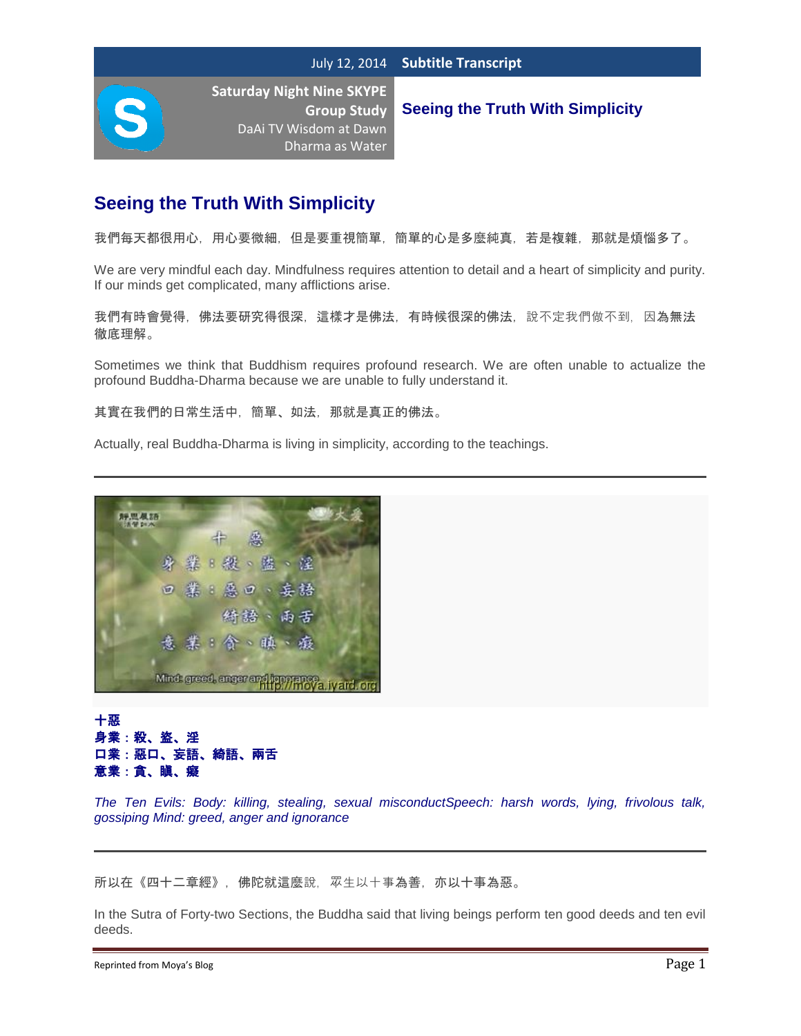July 12, 2014 **Subtitle Transcript**

**Saturday Night Nine SKYPE Group Study**
DaAi TV Wisdom at Dawn
Dharma as Water

**Seeing the Truth With Simplicity**

# Seeing the Truth With Simplicity

我們每天都很用心，用心要微細，但是要重視簡單，簡單的心是多麼純真，若是複雜，那就是煩惱多了。

We are very mindful each day. Mindfulness requires attention to detail and a heart of simplicity and purity. If our minds get complicated, many afflictions arise.

我們有時會覺得，佛法要研究得很深，這樣才是佛法，有時候很深的佛法，說不定我們做不到，因為無法徹底理解。

Sometimes we think that Buddhism requires profound research. We are often unable to actualize the profound Buddha-Dharma because we are unable to fully understand it.

其實在我們的日常生活中，簡單、如法，那就是真正的佛法。

Actually, real Buddha-Dharma is living in simplicity, according to the teachings.

---

**十惡**
**身業：殺、盜、淫**
**口業：惡口、妄語、綺語、兩舌**
**意業：貪、瞋、癡**

*The Ten Evils: Body: killing, stealing, sexual misconductSpeech: harsh words, lying, frivolous talk, gossiping Mind: greed, anger and ignorance*

---

所以在《四十二章經》，佛陀就這麼說，眾生以十事為善，亦以十事為惡。

In the Sutra of Forty-two Sections, the Buddha said that living beings perform ten good deeds and ten evil deeds.

Reprinted from Moya's Blog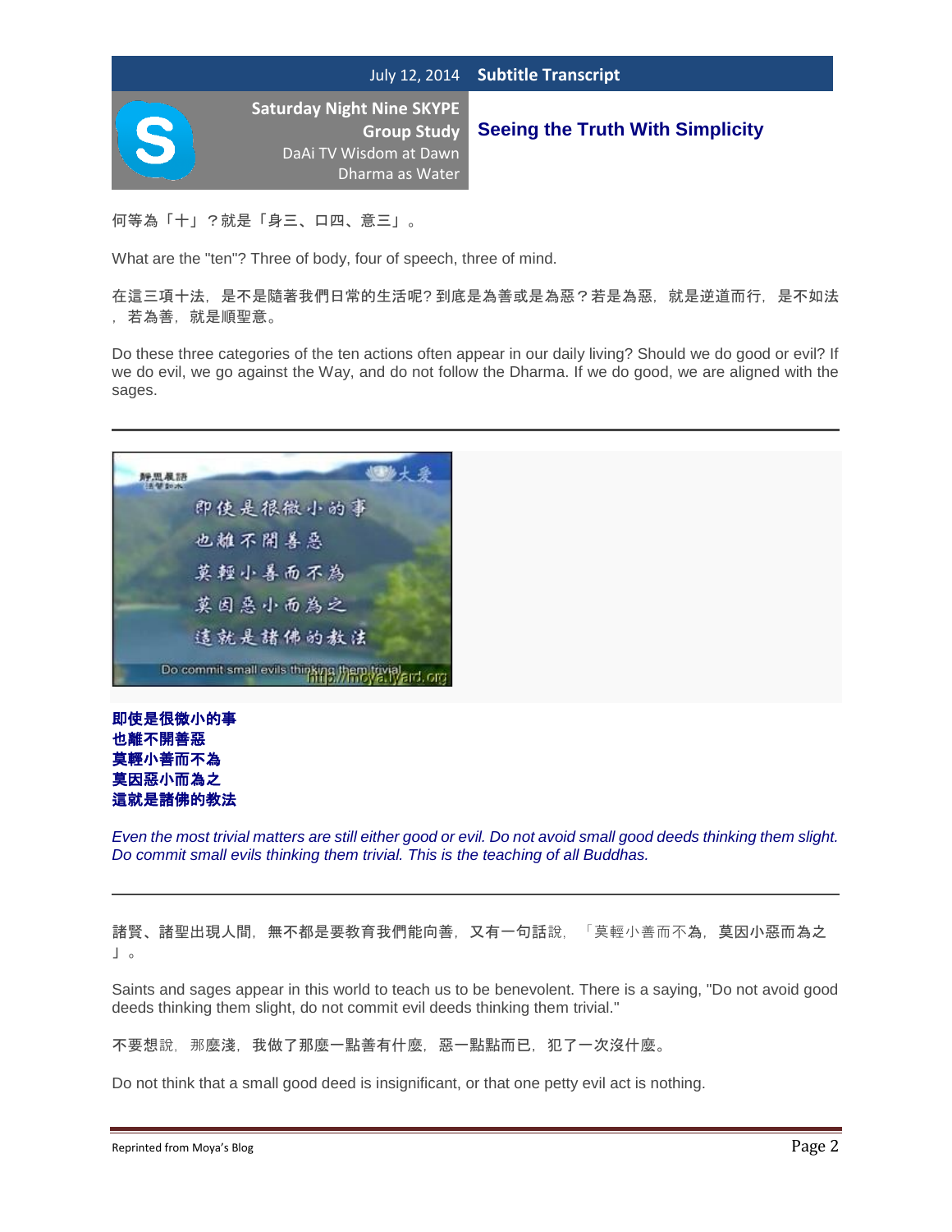何等為「十」？就是「身三、口四、意三」。

What are the "ten"? Three of body, four of speech, three of mind.

在這三項十法，是不是隨著我們日常的生活呢? 到底是為善或是為惡？若是為惡，就是逆道而行，是不如法，若為善，就是順聖意。

Do these three categories of the ten actions often appear in our daily living? Should we do good or evil? If we do evil, we go against the Way, and do not follow the Dharma. If we do good, we are aligned with the sages.

---

**即使是很微小的事**
**也離不開善惡**
**莫輕小善而不為**
**莫因惡小而為之**
**這就是諸佛的教法**

*Even the most trivial matters are still either good or evil. Do not avoid small good deeds thinking them slight. Do commit small evils thinking them trivial. This is the teaching of all Buddhas.*

---

諸賢、諸聖出現人間，無不都是要教育我們能向善，又有一句話說，「莫輕小善而不為，莫因小惡而為之」。

Saints and sages appear in this world to teach us to be benevolent. There is a saying, "Do not avoid good deeds thinking them slight, do not commit evil deeds thinking them trivial."

不要想說，那麼淺，我做了那麼一點善有什麼，惡一點點而已，犯了一次沒什麼。

Do not think that a small good deed is insignificant, or that one petty evil act is nothing.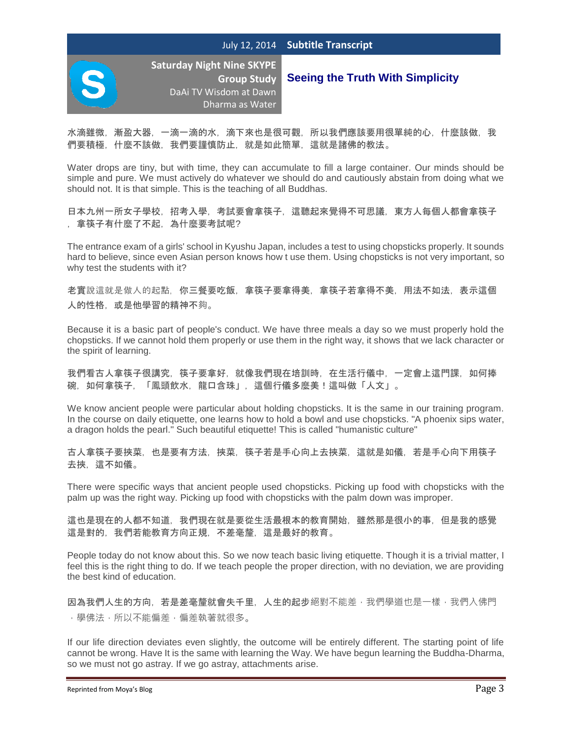水滴雖微，漸盈大器，一滴一滴的水，滴下來也是很可觀，所以我們應該要用很單純的心，什麼該做，我們要積極，什麼不該做，我們要謹慎防止，就是如此簡單，這就是諸佛的教法。

Water drops are tiny, but with time, they can accumulate to fill a large container. Our minds should be simple and pure. We must actively do whatever we should do and cautiously abstain from doing what we should not. It is that simple. This is the teaching of all Buddhas.

日本九州一所女子學校，招考入學，考試要會拿筷子，這聽起來覺得不可思議，東方人每個人都會拿筷子，拿筷子有什麼了不起，為什麼要考試呢？

The entrance exam of a girls' school in Kyushu Japan, includes a test to using chopsticks properly. It sounds hard to believe, since even Asian person knows how t use them. Using chopsticks is not very important, so why test the students with it?

老實說這就是做人的起點，你三餐要吃飯，拿筷子要拿得美，拿筷子若拿得不美，用法不如法，表示這個人的性格，或是他學習的精神不夠。

Because it is a basic part of people's conduct. We have three meals a day so we must properly hold the chopsticks. If we cannot hold them properly or use them in the right way, it shows that we lack character or the spirit of learning.

我們看古人拿筷子很講究，筷子要拿好，就像我們現在培訓時，在生活行儀中，一定會上這門課，如何捧碗，如何拿筷子，「鳳頭飲水，龍口含珠」，這個行儀多麼美！這叫做「人文」。

We know ancient people were particular about holding chopsticks. It is the same in our training program. In the course on daily etiquette, one learns how to hold a bowl and use chopsticks. "A phoenix sips water, a dragon holds the pearl." Such beautiful etiquette! This is called "humanistic culture"

古人拿筷子要挾菜，也是要有方法，挾菜，筷子若是手心向上去挾菜，這就是如儀，若是手心向下用筷子去挾，這不如儀。

There were specific ways that ancient people used chopsticks. Picking up food with chopsticks with the palm up was the right way. Picking up food with chopsticks with the palm down was improper.

這也是現在的人都不知道，我們現在就是要從生活最根本的教育開始，雖然那是很小的事，但是我的感覺這是對的，我們若能教育方向正規，不差毫釐，這是最好的教育。

People today do not know about this. So we now teach basic living etiquette. Though it is a trivial matter, I feel this is the right thing to do. If we teach people the proper direction, with no deviation, we are providing the best kind of education.

因為我們人生的方向，若是差毫釐就會失千里，人生的起步絕對不能差，我們學道也是一樣，我們入佛門，學佛法，所以不能偏差，偏差執著就很多。

If our life direction deviates even slightly, the outcome will be entirely different. The starting point of life cannot be wrong. Have It is the same with learning the Way. We have begun learning the Buddha-Dharma, so we must not go astray. If we go astray, attachments arise.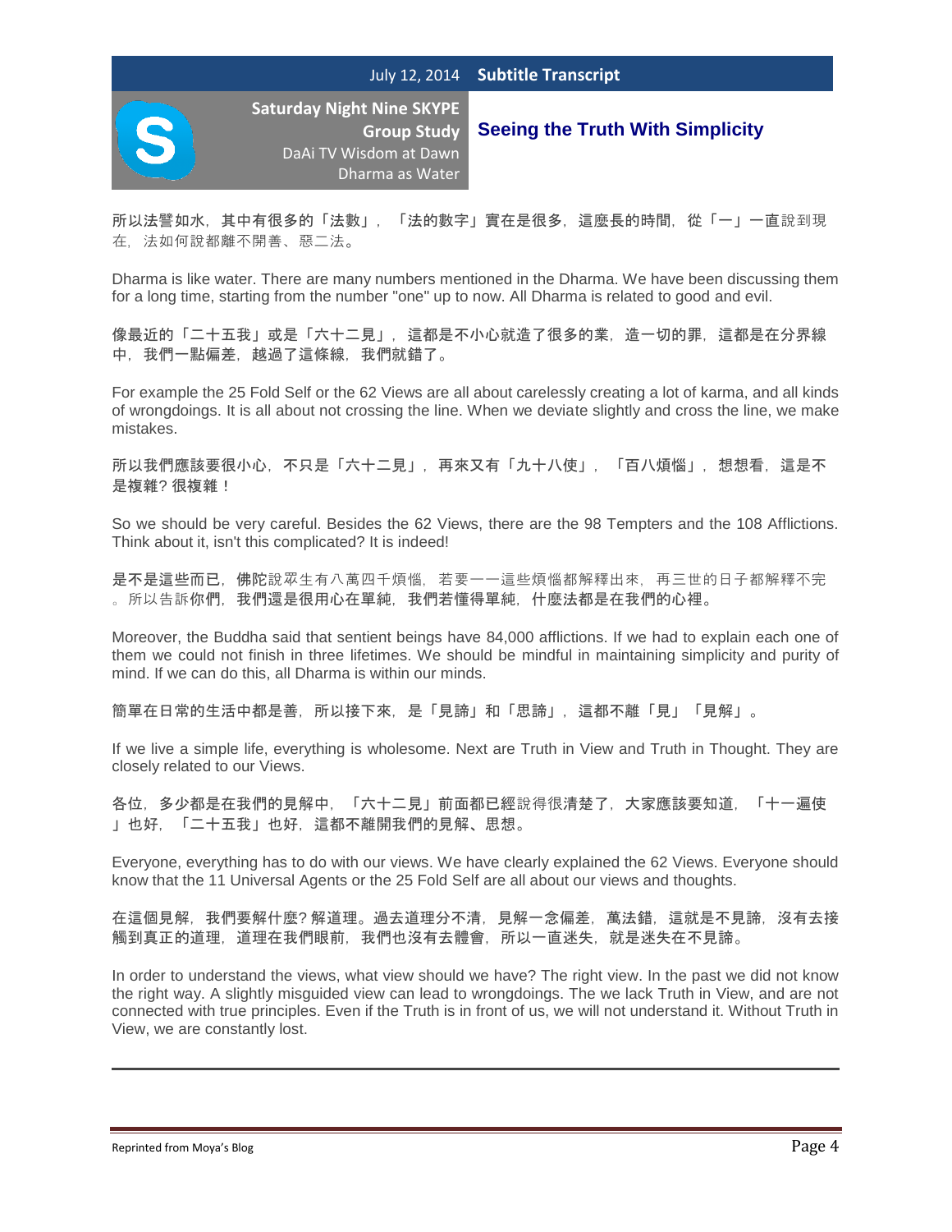所以法譬如水，其中有很多的「法數」，「法的數字」實在是很多，這麼長的時間，從「一」一直說到現在，法如何說都離不開善、惡二法。

Dharma is like water. There are many numbers mentioned in the Dharma. We have been discussing them for a long time, starting from the number "one" up to now. All Dharma is related to good and evil.

像最近的「二十五我」或是「六十二見」，這都是不小心就造了很多的業，造一切的罪，這都是在分界線中，我們一點偏差，越過了這條線，我們就錯了。

For example the 25 Fold Self or the 62 Views are all about carelessly creating a lot of karma, and all kinds of wrongdoings. It is all about not crossing the line. When we deviate slightly and cross the line, we make mistakes.

所以我們應該要很小心，不只是「六十二見」，再來又有「九十八使」，「百八煩惱」，想想看，這是不是複雜？很複雜！

So we should be very careful. Besides the 62 Views, there are the 98 Tempters and the 108 Afflictions. Think about it, isn't this complicated? It is indeed!

是不是這些而已，佛陀說眾生有八萬四千煩惱，若要一一這些煩惱都解釋出來，再三世的日子都解釋不完。所以告訴你們，我們還是很用心在單純，我們若懂得單純，什麼法都是在我們的心裡。

Moreover, the Buddha said that sentient beings have 84,000 afflictions. If we had to explain each one of them we could not finish in three lifetimes. We should be mindful in maintaining simplicity and purity of mind. If we can do this, all Dharma is within our minds.

簡單在日常的生活中都是善，所以接下來，是「見諦」和「思諦」，這都不離「見」「見解」。

If we live a simple life, everything is wholesome. Next are Truth in View and Truth in Thought. They are closely related to our Views.

各位，多少都是在我們的見解中，「六十二見」前面都已經說得很清楚了，大家應該要知道，「十一遍使」也好，「二十五我」也好，這都不離開我們的見解、思想。

Everyone, everything has to do with our views. We have clearly explained the 62 Views. Everyone should know that the 11 Universal Agents or the 25 Fold Self are all about our views and thoughts.

在這個見解，我們要解什麼？解道理。過去道理分不清，見解一念偏差，萬法錯，這就是不見諦，沒有去接觸到真正的道理，道理在我們眼前，我們也沒有去體會，所以一直迷失，就是迷失在不見諦。

In order to understand the views, what view should we have? The right view. In the past we did not know the right way. A slightly misguided view can lead to wrongdoings. The we lack Truth in View, and are not connected with true principles. Even if the Truth is in front of us, we will not understand it. Without Truth in View, we are constantly lost.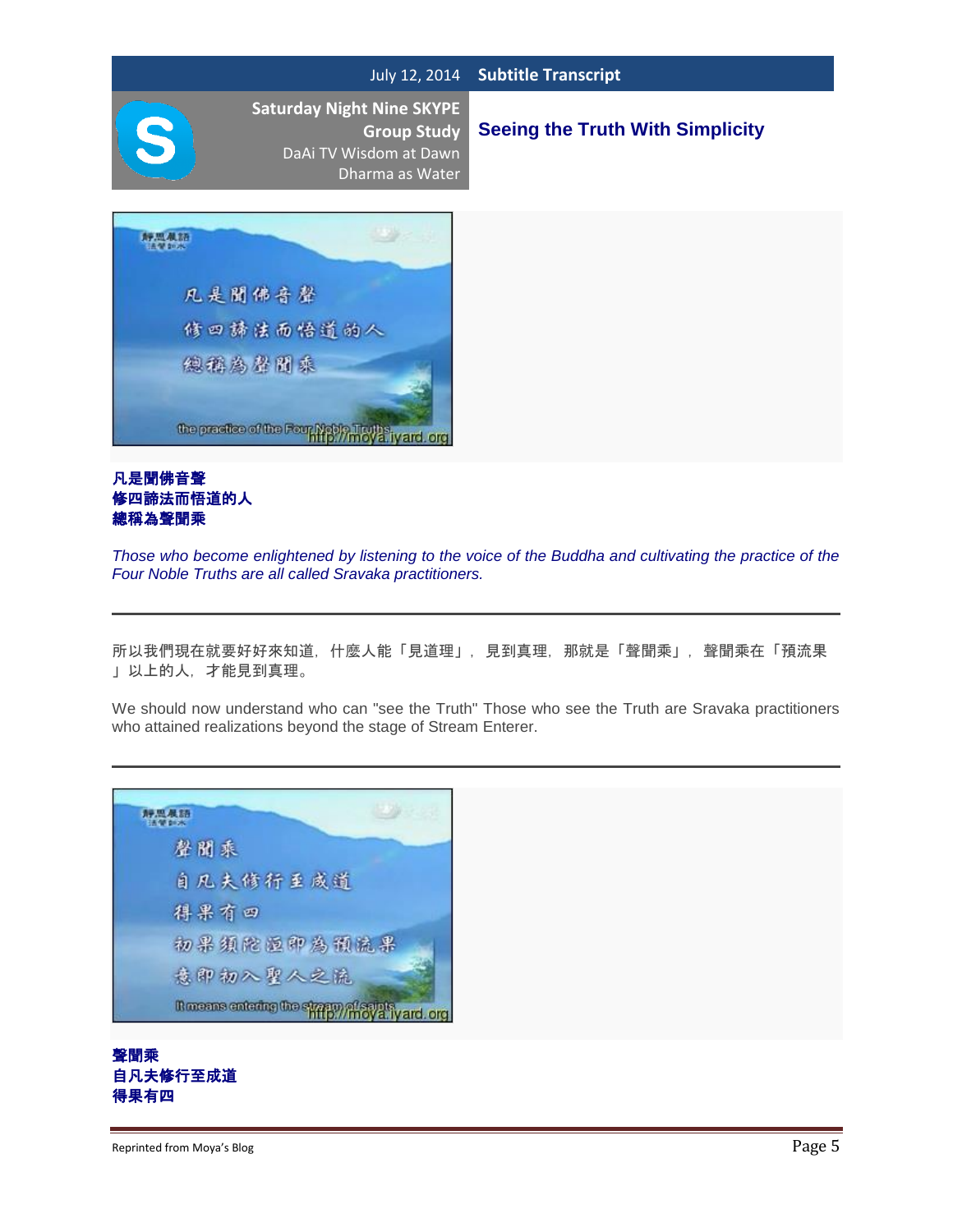**凡是聞佛音聲**
**修四諦法而悟道的人**
**總稱為聲聞乘**

*Those who become enlightened by listening to the voice of the Buddha and cultivating the practice of the Four Noble Truths are all called Sravaka practitioners.*

---

所以我們現在就要好好來知道，什麼人能「見道理」，見到真理，那就是「聲聞乘」，聲聞乘在「預流果」以上的人，才能見到真理。

We should now understand who can "see the Truth" Those who see the Truth are Sravaka practitioners who attained realizations beyond the stage of Stream Enterer.

---

**聲聞乘**
**自凡夫修行至成道**
**得果有四**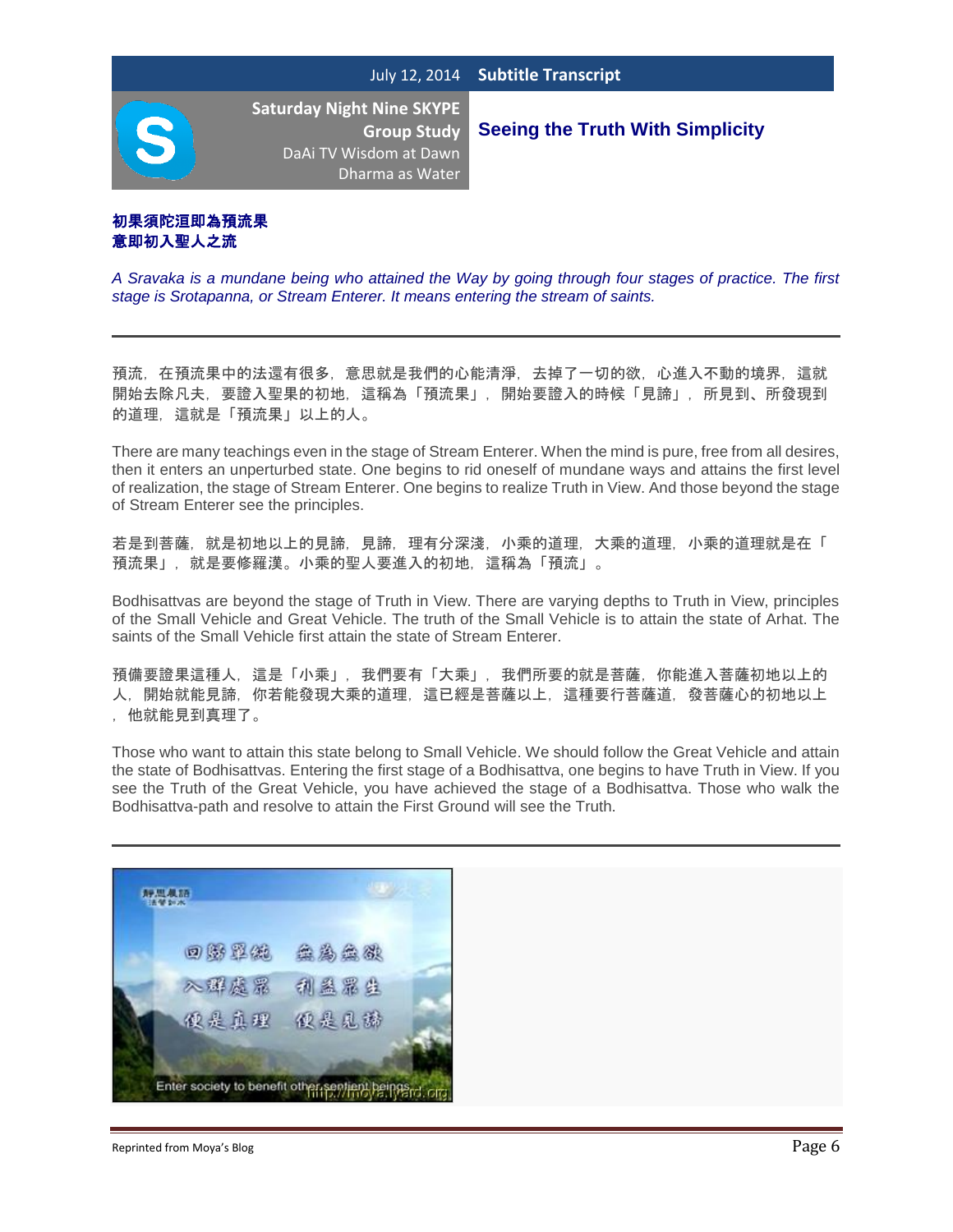**初果須陀洹即為預流果**
**意即初入聖人之流**

*A Sravaka is a mundane being who attained the Way by going through four stages of practice. The first stage is Srotapanna, or Stream Enterer. It means entering the stream of saints.*

---

預流，在預流果中的法還有很多，意思就是我們的心能清淨，去掉了一切的欲，心進入不動的境界，這就開始去除凡夫，要證入聖果的初地，這稱為「預流果」，開始要證入的時候「見諦」，所見到、所發現到的道理，這就是「預流果」以上的人。

There are many teachings even in the stage of Stream Enterer. When the mind is pure, free from all desires, then it enters an unperturbed state. One begins to rid oneself of mundane ways and attains the first level of realization, the stage of Stream Enterer. One begins to realize Truth in View. And those beyond the stage of Stream Enterer see the principles.

若是到菩薩，就是初地以上的見諦，見諦，理有分深淺，小乘的道理，大乘的道理，小乘的道理就是在「預流果」，就是要修羅漢。小乘的聖人要進入的初地，這稱為「預流」。

Bodhisattvas are beyond the stage of Truth in View. There are varying depths to Truth in View, principles of the Small Vehicle and Great Vehicle. The truth of the Small Vehicle is to attain the state of Arhat. The saints of the Small Vehicle first attain the state of Stream Enterer.

預備要證果這種人，這是「小乘」，我們要有「大乘」，我們所要的就是菩薩，你能進入菩薩初地以上的人，開始就能見諦，你若能發現大乘的道理，這已經是菩薩以上，這種要行菩薩道，發菩薩心的初地以上，他就能見到真理了。

Those who want to attain this state belong to Small Vehicle. We should follow the Great Vehicle and attain the state of Bodhisattvas. Entering the first stage of a Bodhisattva, one begins to have Truth in View. If you see the Truth of the Great Vehicle, you have achieved the stage of a Bodhisattva. Those who walk the Bodhisattva-path and resolve to attain the First Ground will see the Truth.

---

回歸單純　無為無欲
入群處眾　利益眾生
便是真理　便是見諦

Enter society to benefit other sentient beings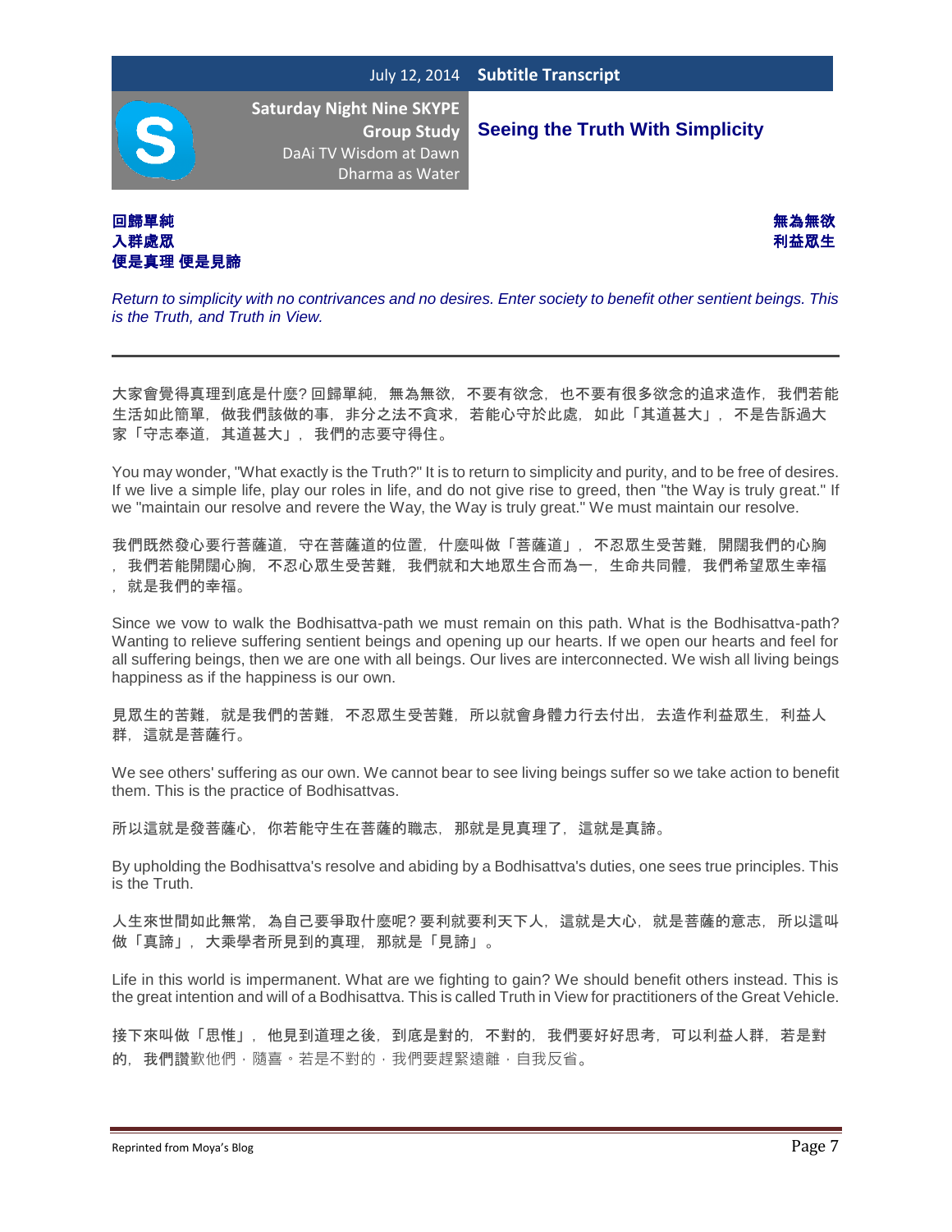Saturday Night Nine SKYPE Group Study
DaAi TV Wisdom at Dawn
Dharma as Water

# Seeing the Truth With Simplicity

**回歸單純　　無為無欲**
**入群處眾　　利益眾生**
**便是真理 便是見諦**

*Return to simplicity with no contrivances and no desires. Enter society to benefit other sentient beings. This is the Truth, and Truth in View.*

---

大家會覺得真理到底是什麼? 回歸單純，無為無欲，不要有欲念，也不要有很多欲念的追求造作，我們若能生活如此簡單，做我們該做的事，非分之法不貪求，若能心守於此處，如此「其道甚大」，不是告訴過大家「守志奉道，其道甚大」，我們的志要守得住。

You may wonder, "What exactly is the Truth?" It is to return to simplicity and purity, and to be free of desires. If we live a simple life, play our roles in life, and do not give rise to greed, then "the Way is truly great." If we "maintain our resolve and revere the Way, the Way is truly great." We must maintain our resolve.

我們既然發心要行菩薩道，守在菩薩道的位置，什麼叫做「菩薩道」，不忍眾生受苦難，開闊我們的心胸，我們若能開闊心胸，不忍心眾生受苦難，我們就和大地眾生合而為一，生命共同體，我們希望眾生幸福，就是我們的幸福。

Since we vow to walk the Bodhisattva-path we must remain on this path. What is the Bodhisattva-path? Wanting to relieve suffering sentient beings and opening up our hearts. If we open our hearts and feel for all suffering beings, then we are one with all beings. Our lives are interconnected. We wish all living beings happiness as if the happiness is our own.

見眾生的苦難，就是我們的苦難，不忍眾生受苦難，所以就會身體力行去付出，去造作利益眾生，利益人群，這就是菩薩行。

We see others' suffering as our own. We cannot bear to see living beings suffer so we take action to benefit them. This is the practice of Bodhisattvas.

所以這就是發菩薩心，你若能守生在菩薩的職志，那就是見真理了，這就是真諦。

By upholding the Bodhisattva's resolve and abiding by a Bodhisattva's duties, one sees true principles. This is the Truth.

人生來世間如此無常，為自己要爭取什麼呢? 要利就要利天下人，這就是大心，就是菩薩的意志，所以這叫做「真諦」，大乘學者所見到的真理，那就是「見諦」。

Life in this world is impermanent. What are we fighting to gain? We should benefit others instead. This is the great intention and will of a Bodhisattva. This is called Truth in View for practitioners of the Great Vehicle.

接下來叫做「思惟」，他見到道理之後，到底是對的，不對的，我們要好好思考，可以利益人群，若是對的，我們讚歎他們，隨喜。若是不對的，我們要趕緊遠離，自我反省。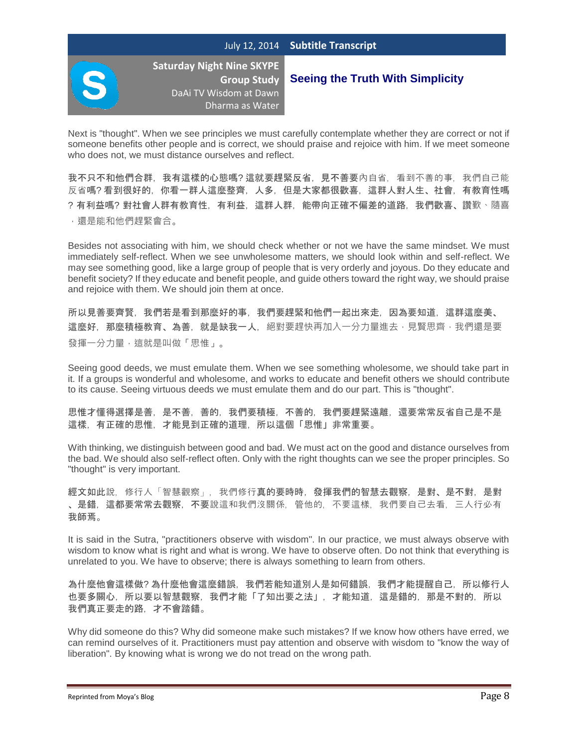Next is "thought". When we see principles we must carefully contemplate whether they are correct or not if someone benefits other people and is correct, we should praise and rejoice with him. If we meet someone who does not, we must distance ourselves and reflect.

我不只不和他們合群，我有這樣的心態嗎? 這就要趕緊反省，見不善要內自省，看到不善的事，我們自己能反省嗎? 看到很好的，你看一群人這麼整齊，人多，但是大家都很歡喜，這群人對人生、社會，有教育性嗎? 有利益嗎? 對社會人群有教育性，有利益，這群人群，能帶向正確不偏差的道路，我們歡喜、讚歎、隨喜，還是能和他們趕緊會合。

Besides not associating with him, we should check whether or not we have the same mindset. We must immediately self-reflect. When we see unwholesome matters, we should look within and self-reflect. We may see something good, like a large group of people that is very orderly and joyous. Do they educate and benefit society? If they educate and benefit people, and guide others toward the right way, we should praise and rejoice with them. We should join them at once.

所以見善要齊賢，我們若是看到那麼好的事，我們要趕緊和他們一起出來走，因為要知道，這群這麼美、這麼好，那麼積極教育、為善，就是缺我一人，絕對要趕快再加入一分力量進去，見賢思齊，我們還是要發揮一分力量，這就是叫做「思惟」。

Seeing good deeds, we must emulate them. When we see something wholesome, we should take part in it. If a groups is wonderful and wholesome, and works to educate and benefit others we should contribute to its cause. Seeing virtuous deeds we must emulate them and do our part. This is "thought".

思惟才懂得選擇是善，是不善，善的，我們要積極，不善的，我們要趕緊遠離，還要常常反省自己是不是這樣，有正確的思惟，才能見到正確的道理，所以這個「思惟」非常重要。

With thinking, we distinguish between good and bad. We must act on the good and distance ourselves from the bad. We should also self-reflect often. Only with the right thoughts can we see the proper principles. So "thought" is very important.

經文如此說，修行人「智慧觀察」，我們修行真的要時時，發揮我們的智慧去觀察，是對、是不對，是對、是錯，這都要常常去觀察，不要說這和我們沒關係，管他的，不要這樣，我們要自己去看，三人行必有我師焉。

It is said in the Sutra, "practitioners observe with wisdom". In our practice, we must always observe with wisdom to know what is right and what is wrong. We have to observe often. Do not think that everything is unrelated to you. We have to observe; there is always something to learn from others.

為什麼他會這樣做? 為什麼他會這麼錯誤，我們若能知道別人是如何錯誤，我們才能提醒自己，所以修行人也要多關心，所以要以智慧觀察，我們才能「了知出要之法」，才能知道，這是錯的，那是不對的，所以我們真正要走的路，才不會踏錯。

Why did someone do this? Why did someone make such mistakes? If we know how others have erred, we can remind ourselves of it. Practitioners must pay attention and observe with wisdom to "know the way of liberation". By knowing what is wrong we do not tread on the wrong path.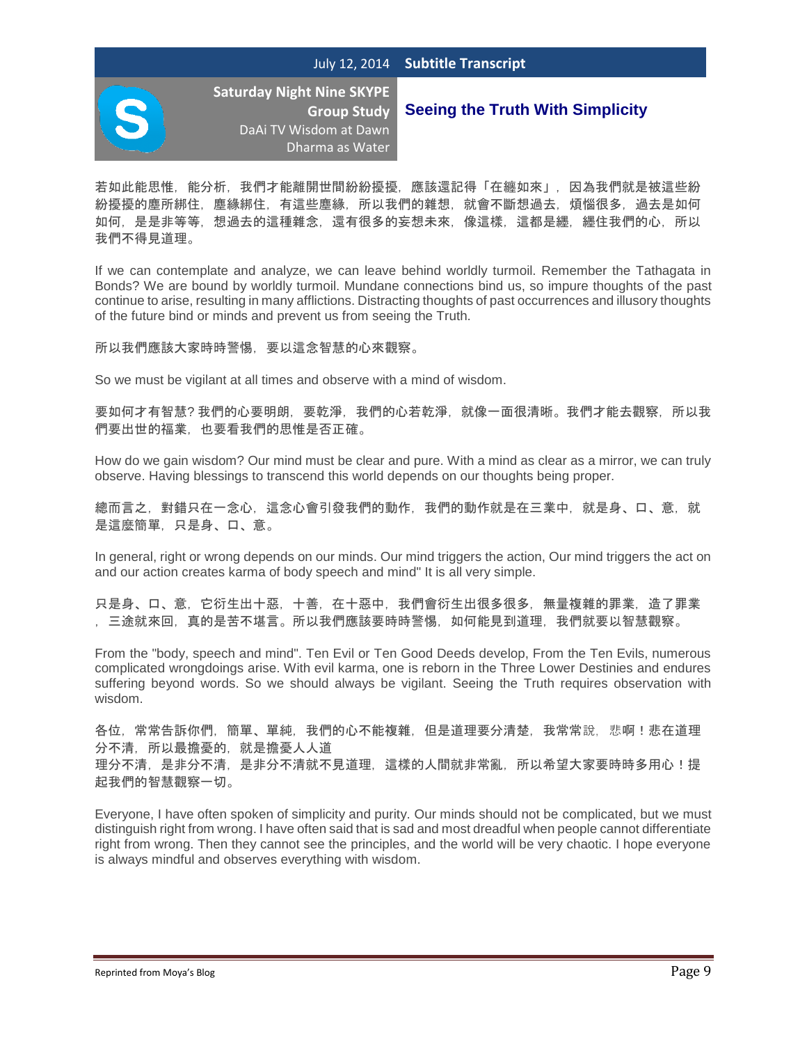若如此能思惟，能分析，我們才能離開世間紛紛擾擾，應該還記得「在纏如來」，因為我們就是被這些紛紛擾擾的塵所綁住，塵緣綁住，有這些塵緣，所以我們的雜想，就會不斷想過去，煩惱很多，過去是如何如何，是是非等等，想過去的這種雜念，還有很多的妄想未來，像這樣，這都是纏，纏住我們的心，所以我們不得見道理。

If we can contemplate and analyze, we can leave behind worldly turmoil. Remember the Tathagata in Bonds? We are bound by worldly turmoil. Mundane connections bind us, so impure thoughts of the past continue to arise, resulting in many afflictions. Distracting thoughts of past occurrences and illusory thoughts of the future bind or minds and prevent us from seeing the Truth.

所以我們應該大家時時警惕，要以這念智慧的心來觀察。

So we must be vigilant at all times and observe with a mind of wisdom.

要如何才有智慧? 我們的心要明朗，要乾淨，我們的心若乾淨，就像一面很清晰。我們才能去觀察，所以我們要出世的福業，也要看我們的思惟是否正確。

How do we gain wisdom? Our mind must be clear and pure. With a mind as clear as a mirror, we can truly observe. Having blessings to transcend this world depends on our thoughts being proper.

總而言之，對錯只在一念心，這念心會引發我們的動作，我們的動作就是在三業中，就是身、口、意，就是這麼簡單，只是身、口、意。

In general, right or wrong depends on our minds. Our mind triggers the action, Our mind triggers the act on and our action creates karma of body speech and mind" It is all very simple.

只是身、口、意，它衍生出十惡，十善，在十惡中，我們會衍生出很多很多，無量複雜的罪業，造了罪業，三途就來回，真的是苦不堪言。所以我們應該要時時警惕，如何能見到道理，我們就要以智慧觀察。

From the "body, speech and mind". Ten Evil or Ten Good Deeds develop, From the Ten Evils, numerous complicated wrongdoings arise. With evil karma, one is reborn in the Three Lower Destinies and endures suffering beyond words. So we should always be vigilant. Seeing the Truth requires observation with wisdom.

各位，常常告訴你們，簡單、單純，我們的心不能複雜，但是道理要分清楚，我常常說，悲啊！悲在道理分不清，所以最擔憂的，就是擔憂人人道
理分不清，是非分不清，是非分不清就不見道理，這樣的人間就非常亂，所以希望大家要時時多用心！提起我們的智慧觀察一切。

Everyone, I have often spoken of simplicity and purity. Our minds should not be complicated, but we must distinguish right from wrong. I have often said that is sad and most dreadful when people cannot differentiate right from wrong. Then they cannot see the principles, and the world will be very chaotic. I hope everyone is always mindful and observes everything with wisdom.